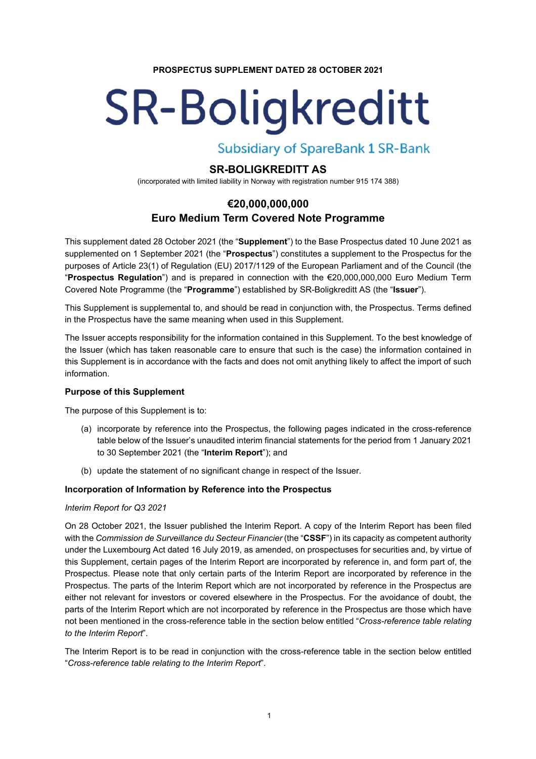**PROSPECTUS SUPPLEMENT DATED 28 OCTOBER 2021**

# SR-Boligkreditt

Subsidiary of SpareBank 1 SR-Bank

## SR-BOLIGKREDITT AS

(incorporated with limited liability in Norway with registration number 915 174 388)

## €20,000,000,000
## Euro Medium Term Covered Note Programme

This supplement dated 28 October 2021 (the "**Supplement**") to the Base Prospectus dated 10 June 2021 as supplemented on 1 September 2021 (the "**Prospectus**") constitutes a supplement to the Prospectus for the purposes of Article 23(1) of Regulation (EU) 2017/1129 of the European Parliament and of the Council (the "**Prospectus Regulation**") and is prepared in connection with the €20,000,000,000 Euro Medium Term Covered Note Programme (the "**Programme**") established by SR-Boligkreditt AS (the "**Issuer**").

This Supplement is supplemental to, and should be read in conjunction with, the Prospectus. Terms defined in the Prospectus have the same meaning when used in this Supplement.

The Issuer accepts responsibility for the information contained in this Supplement. To the best knowledge of the Issuer (which has taken reasonable care to ensure that such is the case) the information contained in this Supplement is in accordance with the facts and does not omit anything likely to affect the import of such information.

**Purpose of this Supplement**

The purpose of this Supplement is to:

(a) incorporate by reference into the Prospectus, the following pages indicated in the cross-reference table below of the Issuer's unaudited interim financial statements for the period from 1 January 2021 to 30 September 2021 (the "**Interim Report**"); and

(b) update the statement of no significant change in respect of the Issuer.

**Incorporation of Information by Reference into the Prospectus**

*Interim Report for Q3 2021*

On 28 October 2021, the Issuer published the Interim Report. A copy of the Interim Report has been filed with the *Commission de Surveillance du Secteur Financier* (the "**CSSF**") in its capacity as competent authority under the Luxembourg Act dated 16 July 2019, as amended, on prospectuses for securities and, by virtue of this Supplement, certain pages of the Interim Report are incorporated by reference in, and form part of, the Prospectus. Please note that only certain parts of the Interim Report are incorporated by reference in the Prospectus. The parts of the Interim Report which are not incorporated by reference in the Prospectus are either not relevant for investors or covered elsewhere in the Prospectus. For the avoidance of doubt, the parts of the Interim Report which are not incorporated by reference in the Prospectus are those which have not been mentioned in the cross-reference table in the section below entitled "*Cross-reference table relating to the Interim Report*".

The Interim Report is to be read in conjunction with the cross-reference table in the section below entitled "*Cross-reference table relating to the Interim Report*".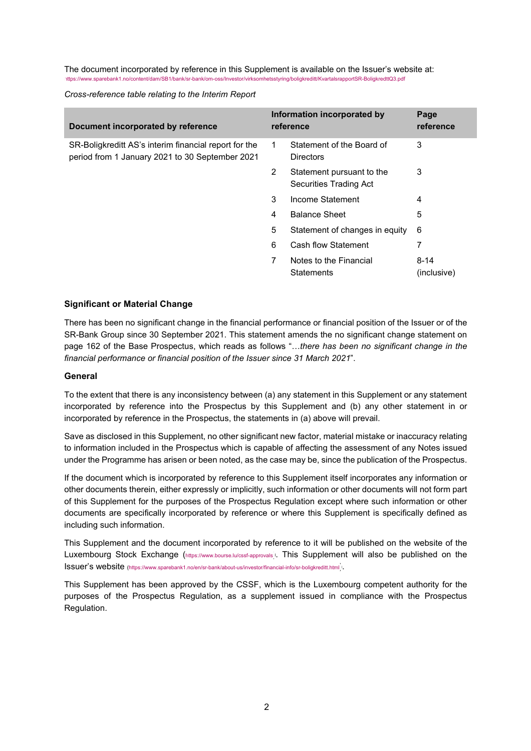The document incorporated by reference in this Supplement is available on the Issuer's website at: https://www.sparebank1.no/content/dam/SB1/bank/sr-bank/om-oss/Investor/virksomhetsstyring/boligkreditt/KvartalsrapportSR-BoligkredttQ3.pdf

*Cross-reference table relating to the Interim Report*

| Document incorporated by reference | Information incorporated by reference | | Page reference |
|---|---|---|---|
| SR-Boligkreditt AS's interim financial report for the period from 1 January 2021 to 30 September 2021 | 1 | Statement of the Board of Directors | 3 |
| | 2 | Statement pursuant to the Securities Trading Act | 3 |
| | 3 | Income Statement | 4 |
| | 4 | Balance Sheet | 5 |
| | 5 | Statement of changes in equity | 6 |
| | 6 | Cash flow Statement | 7 |
| | 7 | Notes to the Financial Statements | 8-14 (inclusive) |

**Significant or Material Change**

There has been no significant change in the financial performance or financial position of the Issuer or of the SR-Bank Group since 30 September 2021. This statement amends the no significant change statement on page 162 of the Base Prospectus, which reads as follows "*…there has been no significant change in the financial performance or financial position of the Issuer since 31 March 2021*".

**General**

To the extent that there is any inconsistency between (a) any statement in this Supplement or any statement incorporated by reference into the Prospectus by this Supplement and (b) any other statement in or incorporated by reference in the Prospectus, the statements in (a) above will prevail.

Save as disclosed in this Supplement, no other significant new factor, material mistake or inaccuracy relating to information included in the Prospectus which is capable of affecting the assessment of any Notes issued under the Programme has arisen or been noted, as the case may be, since the publication of the Prospectus.

If the document which is incorporated by reference to this Supplement itself incorporates any information or other documents therein, either expressly or implicitly, such information or other documents will not form part of this Supplement for the purposes of the Prospectus Regulation except where such information or other documents are specifically incorporated by reference or where this Supplement is specifically defined as including such information.

This Supplement and the document incorporated by reference to it will be published on the website of the Luxembourg Stock Exchange (https://www.bourse.lu/cssf-approvals). This Supplement will also be published on the Issuer's website (https://www.sparebank1.no/en/sr-bank/about-us/investor/financial-info/sr-boligkreditt.html).

This Supplement has been approved by the CSSF, which is the Luxembourg competent authority for the purposes of the Prospectus Regulation, as a supplement issued in compliance with the Prospectus Regulation.